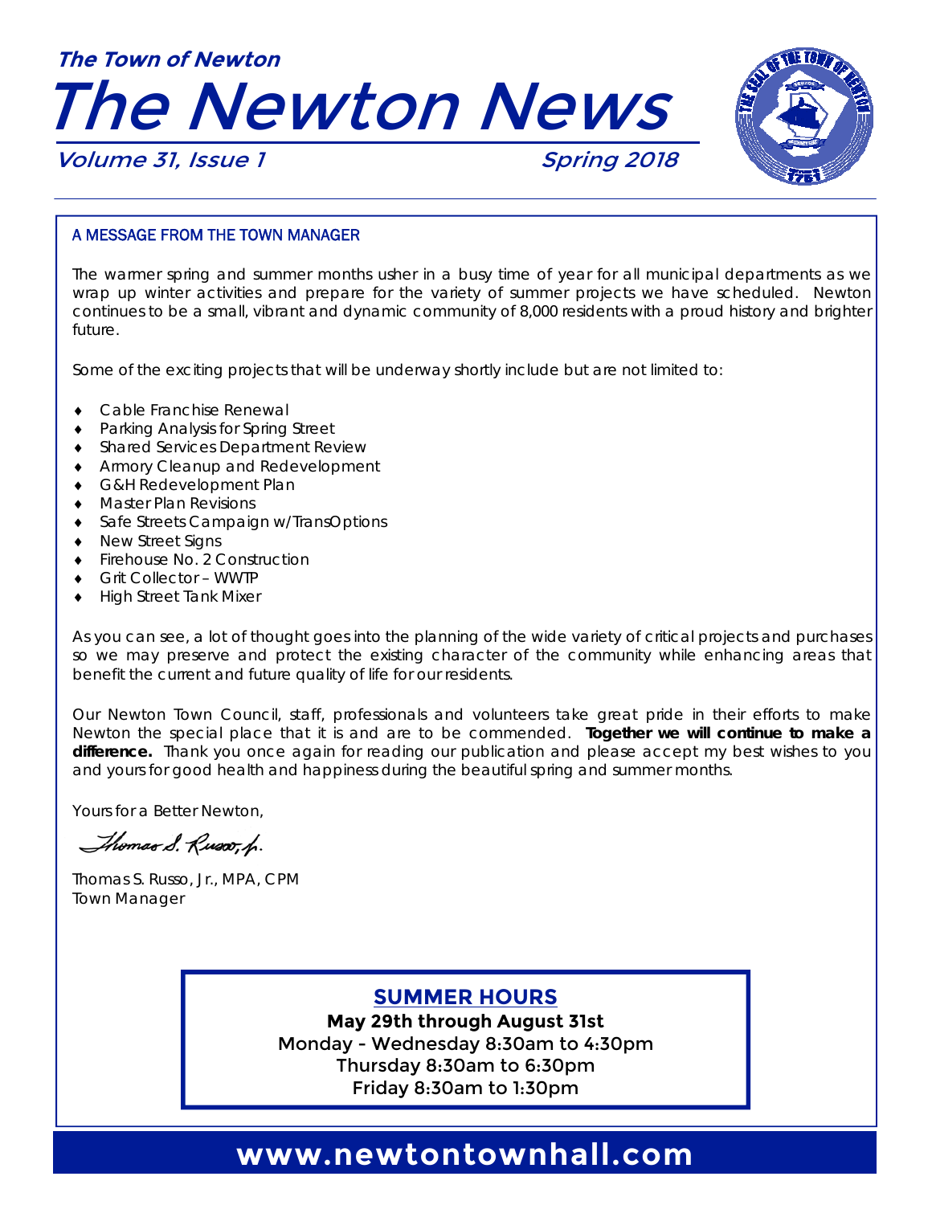The Town of Newton

# The Newton News

*Volume 31, Issue 1* *Spring 2018*

## A MESSAGE FROM THE TOWN MANAGER

The warmer spring and summer months usher in a busy time of year for all municipal departments as we wrap up winter activities and prepare for the variety of summer projects we have scheduled. Newton continues to be a small, vibrant and dynamic community of 8,000 residents with a proud history and brighter future.

Some of the exciting projects that will be underway shortly include but are not limited to:

- Cable Franchise Renewal
- Parking Analysis for Spring Street
- Shared Services Department Review
- Armory Cleanup and Redevelopment
- G&H Redevelopment Plan
- Master Plan Revisions
- Safe Streets Campaign w/TransOptions
- New Street Signs
- Firehouse No. 2 Construction
- Grit Collector – WWTP
- High Street Tank Mixer

As you can see, a lot of thought goes into the planning of the wide variety of critical projects and purchases so we may preserve and protect the existing character of the community while enhancing areas that benefit the current and future quality of life for our residents.

Our Newton Town Council, staff, professionals and volunteers take great pride in their efforts to make Newton the special place that it is and are to be commended. **Together we will continue to make a difference.** Thank you once again for reading our publication and please accept my best wishes to you and yours for good health and happiness during the beautiful spring and summer months.

Yours for a Better Newton,

Thomas S. Russo, Jr., MPA, CPM
Town Manager

## SUMMER HOURS

**May 29th through August 31st**
Monday - Wednesday 8:30am to 4:30pm
Thursday 8:30am to 6:30pm
Friday 8:30am to 1:30pm

**www.newtontownhall.com**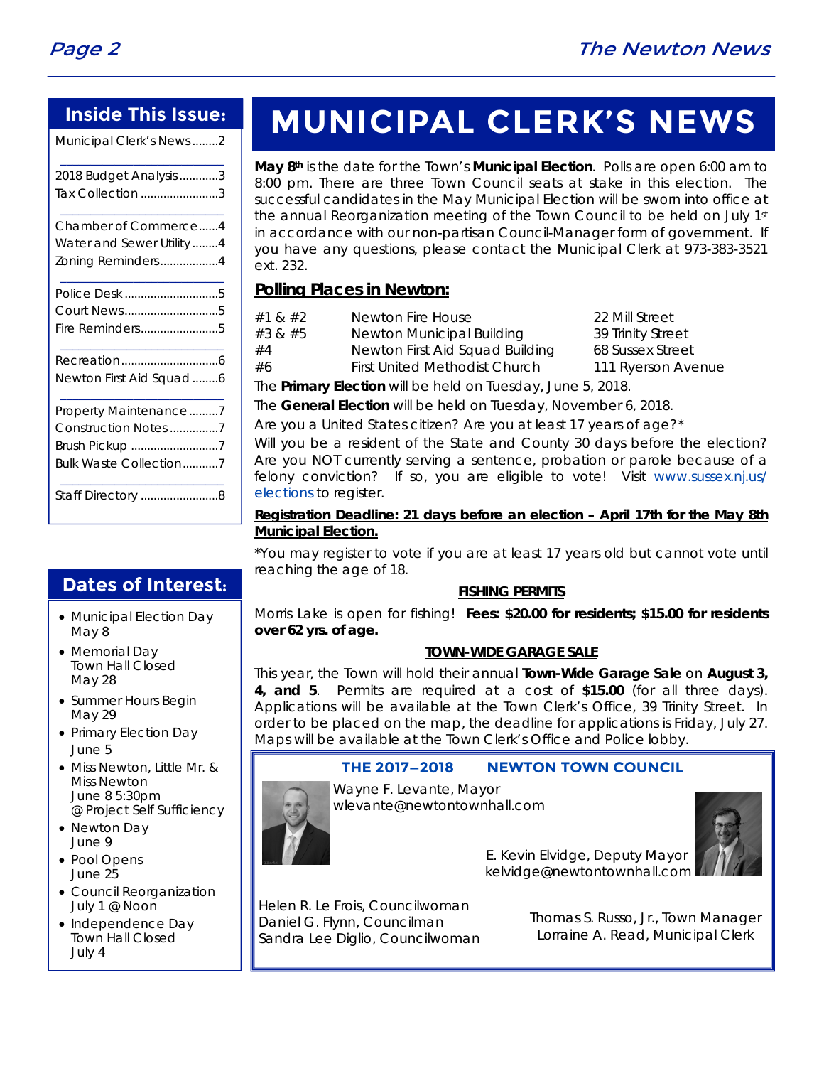## Inside This Issue:

- Municipal Clerk's News........2
- 2018 Budget Analysis............3
- Tax Collection........................3
- Chamber of Commerce......4
- Water and Sewer Utility........4
- Zoning Reminders..................4
- Police Desk.............................5
- Court News.............................5
- Fire Reminders........................5
- Recreation..............................6
- Newton First Aid Squad........6
- Property Maintenance.........7
- Construction Notes...............7
- Brush Pickup...........................7
- Bulk Waste Collection...........7
- Staff Directory........................8

## Dates of Interest:

- Municipal Election Day May 8
- Memorial Day Town Hall Closed May 28
- Summer Hours Begin May 29
- Primary Election Day June 5
- Miss Newton, Little Mr. & Miss Newton June 8 5:30pm @ Project Self Sufficiency
- Newton Day June 9
- Pool Opens June 25
- Council Reorganization July 1 @ Noon
- Independence Day Town Hall Closed July 4

# MUNICIPAL CLERK'S NEWS

**May 8th** is the date for the Town's **Municipal Election**. Polls are open 6:00 am to 8:00 pm. There are three Town Council seats at stake in this election. The successful candidates in the May Municipal Election will be sworn into office at the annual Reorganization meeting of the Town Council to be held on July 1st in accordance with our non-partisan Council-Manager form of government. If you have any questions, please contact the Municipal Clerk at 973-383-3521 ext. 232.

### Polling Places in Newton:

| | | |
|---|---|---|
| #1 & #2 | Newton Fire House | 22 Mill Street |
| #3 & #5 | Newton Municipal Building | 39 Trinity Street |
| #4 | Newton First Aid Squad Building | 68 Sussex Street |
| #6 | First United Methodist Church | 111 Ryerson Avenue |

The **Primary Election** will be held on Tuesday, June 5, 2018.

The **General Election** will be held on Tuesday, November 6, 2018.

Are you a United States citizen? Are you at least 17 years of age?*

Will you be a resident of the State and County 30 days before the election? Are you NOT currently serving a sentence, probation or parole because of a felony conviction? If so, you are eligible to vote! Visit www.sussex.nj.us/elections to register.

**Registration Deadline: 21 days before an election – April 17th for the May 8th Municipal Election.**

*You may register to vote if you are at least 17 years old but cannot vote until reaching the age of 18.

#### FISHING PERMITS

Morris Lake is open for fishing! **Fees: $20.00 for residents; $15.00 for residents over 62 yrs. of age.**

#### TOWN-WIDE GARAGE SALE

This year, the Town will hold their annual **Town-Wide Garage Sale** on **August 3, 4, and 5**. Permits are required at a cost of **$15.00** (for all three days). Applications will be available at the Town Clerk's Office, 39 Trinity Street. In order to be placed on the map, the deadline for applications is Friday, July 27. Maps will be available at the Town Clerk's Office and Police lobby.

### THE 2017–2018 NEWTON TOWN COUNCIL

Wayne F. Levante, Mayor
wlevante@newtontownhall.com

E. Kevin Elvidge, Deputy Mayor
kelvidge@newtontownhall.com

Helen R. Le Frois, Councilwoman
Daniel G. Flynn, Councilman
Sandra Lee Diglio, Councilwoman

Thomas S. Russo, Jr., Town Manager
Lorraine A. Read, Municipal Clerk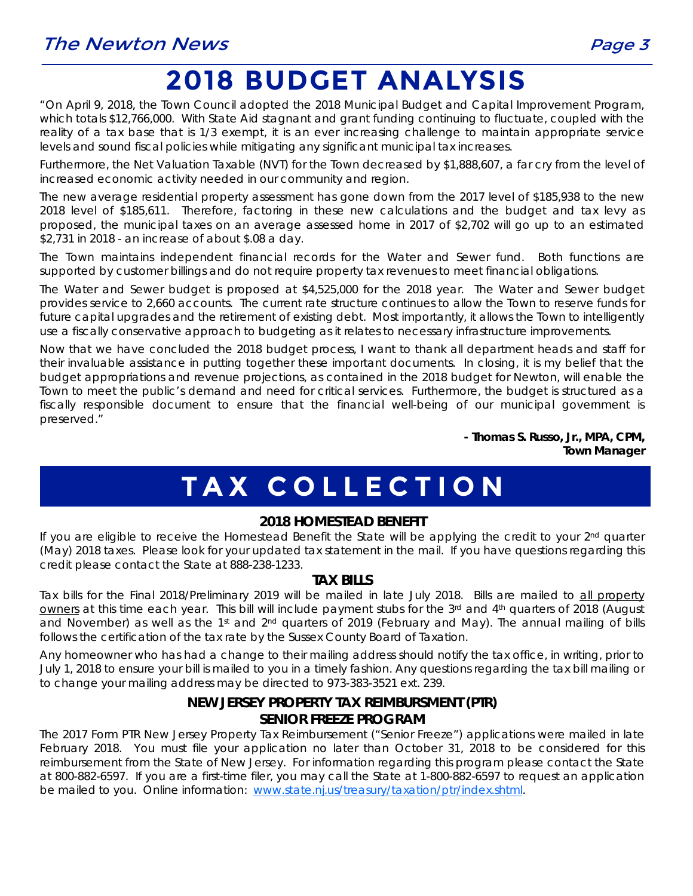# 2018 BUDGET ANALYSIS

"On April 9, 2018, the Town Council adopted the 2018 Municipal Budget and Capital Improvement Program, which totals $12,766,000. With State Aid stagnant and grant funding continuing to fluctuate, coupled with the reality of a tax base that is 1/3 exempt, it is an ever increasing challenge to maintain appropriate service levels and sound fiscal policies while mitigating any significant municipal tax increases.

Furthermore, the Net Valuation Taxable (NVT) for the Town decreased by $1,888,607, a far cry from the level of increased economic activity needed in our community and region.

The new average residential property assessment has gone down from the 2017 level of $185,938 to the new 2018 level of $185,611. Therefore, factoring in these new calculations and the budget and tax levy as proposed, the municipal taxes on an average assessed home in 2017 of $2,702 will go up to an estimated $2,731 in 2018 - an increase of about $.08 a day.

The Town maintains independent financial records for the Water and Sewer fund. Both functions are supported by customer billings and do not require property tax revenues to meet financial obligations.

The Water and Sewer budget is proposed at $4,525,000 for the 2018 year. The Water and Sewer budget provides service to 2,660 accounts. The current rate structure continues to allow the Town to reserve funds for future capital upgrades and the retirement of existing debt. Most importantly, it allows the Town to intelligently use a fiscally conservative approach to budgeting as it relates to necessary infrastructure improvements.

Now that we have concluded the 2018 budget process, I want to thank all department heads and staff for their invaluable assistance in putting together these important documents. In closing, it is my belief that the budget appropriations and revenue projections, as contained in the 2018 budget for Newton, will enable the Town to meet the public's demand and need for critical services. Furthermore, the budget is structured as a fiscally responsible document to ensure that the financial well-being of our municipal government is preserved."

**- Thomas S. Russo, Jr., MPA, CPM,**
**Town Manager**

# TAX COLLECTION

### 2018 HOMESTEAD BENEFIT

If you are eligible to receive the Homestead Benefit the State will be applying the credit to your 2nd quarter (May) 2018 taxes. Please look for your updated tax statement in the mail. If you have questions regarding this credit please contact the State at 888-238-1233.

### TAX BILLS

Tax bills for the Final 2018/Preliminary 2019 will be mailed in late July 2018. Bills are mailed to all property owners at this time each year. This bill will include payment stubs for the 3rd and 4th quarters of 2018 (August and November) as well as the 1st and 2nd quarters of 2019 (February and May). The annual mailing of bills follows the certification of the tax rate by the Sussex County Board of Taxation.

Any homeowner who has had a change to their mailing address should notify the tax office, in writing, prior to July 1, 2018 to ensure your bill is mailed to you in a timely fashion. Any questions regarding the tax bill mailing or to change your mailing address may be directed to 973-383-3521 ext. 239.

### NEW JERSEY PROPERTY TAX REIMBURSMENT (PTR) SENIOR FREEZE PROGRAM

The 2017 Form PTR New Jersey Property Tax Reimbursement ("Senior Freeze") applications were mailed in late February 2018. You must file your application no later than October 31, 2018 to be considered for this reimbursement from the State of New Jersey. For information regarding this program please contact the State at 800-882-6597. If you are a first-time filer, you may call the State at 1-800-882-6597 to request an application be mailed to you. Online information: www.state.nj.us/treasury/taxation/ptr/index.shtml.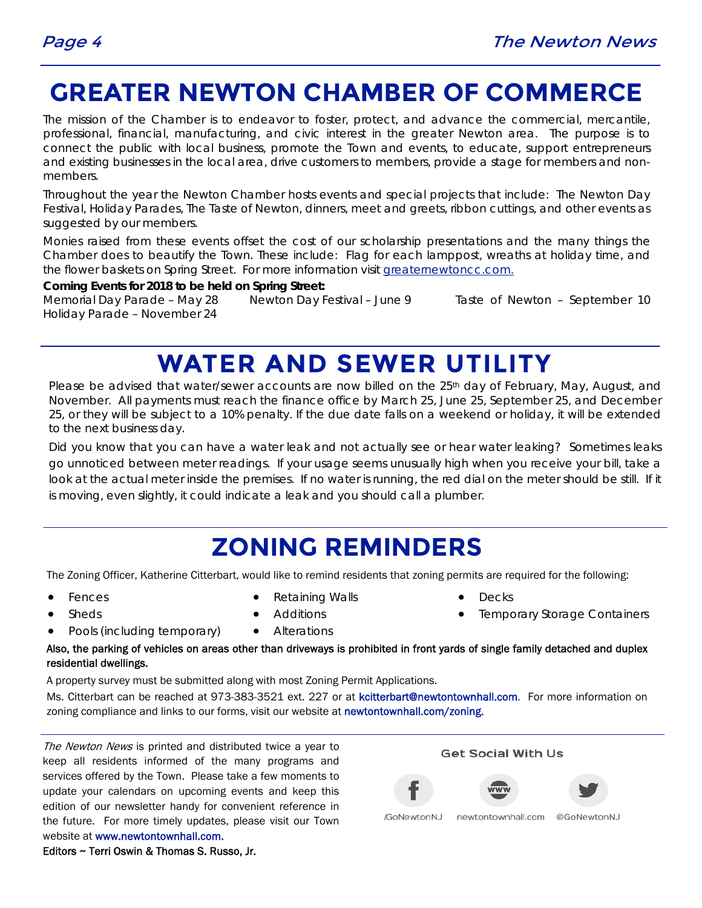# GREATER NEWTON CHAMBER OF COMMERCE

The mission of the Chamber is to endeavor to foster, protect, and advance the commercial, mercantile, professional, financial, manufacturing, and civic interest in the greater Newton area. The purpose is to connect the public with local business, promote the Town and events, to educate, support entrepreneurs and existing businesses in the local area, drive customers to members, provide a stage for members and non-members.

Throughout the year the Newton Chamber hosts events and special projects that include: The Newton Day Festival, Holiday Parades, The Taste of Newton, dinners, meet and greets, ribbon cuttings, and other events as suggested by our members.

Monies raised from these events offset the cost of our scholarship presentations and the many things the Chamber does to beautify the Town. These include: Flag for each lamppost, wreaths at holiday time, and the flower baskets on Spring Street. For more information visit greaternewtoncc.com.

**Coming Events for 2018 to be held on Spring Street:**

Memorial Day Parade – May 28  
Newton Day Festival – June 9  
Taste of Newton – September 10  
Holiday Parade – November 24

# WATER AND SEWER UTILITY

Please be advised that water/sewer accounts are now billed on the 25th day of February, May, August, and November. All payments must reach the finance office by March 25, June 25, September 25, and December 25, or they will be subject to a 10% penalty. If the due date falls on a weekend or holiday, it will be extended to the next business day.

Did you know that you can have a water leak and not actually see or hear water leaking? Sometimes leaks go unnoticed between meter readings. If your usage seems unusually high when you receive your bill, take a look at the actual meter inside the premises. If no water is running, the red dial on the meter should be still. If it is moving, even slightly, it could indicate a leak and you should call a plumber.

# ZONING REMINDERS

The Zoning Officer, Katherine Citterbart, would like to remind residents that zoning permits are required for the following:

- Fences
- Sheds
- Pools (including temporary)
- Retaining Walls
- Additions
- Alterations
- Decks
- Temporary Storage Containers

**Also, the parking of vehicles on areas other than driveways is prohibited in front yards of single family detached and duplex residential dwellings.**

A property survey must be submitted along with most Zoning Permit Applications.

Ms. Citterbart can be reached at 973-383-3521 ext. 227 or at kcitterbart@newtontownhall.com. For more information on zoning compliance and links to our forms, visit our website at newtontownhall.com/zoning.

*The Newton News* is printed and distributed twice a year to keep all residents informed of the many programs and services offered by the Town. Please take a few moments to update your calendars on upcoming events and keep this edition of our newsletter handy for convenient reference in the future. For more timely updates, please visit our Town website at www.newtontownhall.com.

Editors ~ Terri Oswin & Thomas S. Russo, Jr.

**Get Social With Us**

/GoNewtonNJ  newtontownhall.com  @GoNewtonNJ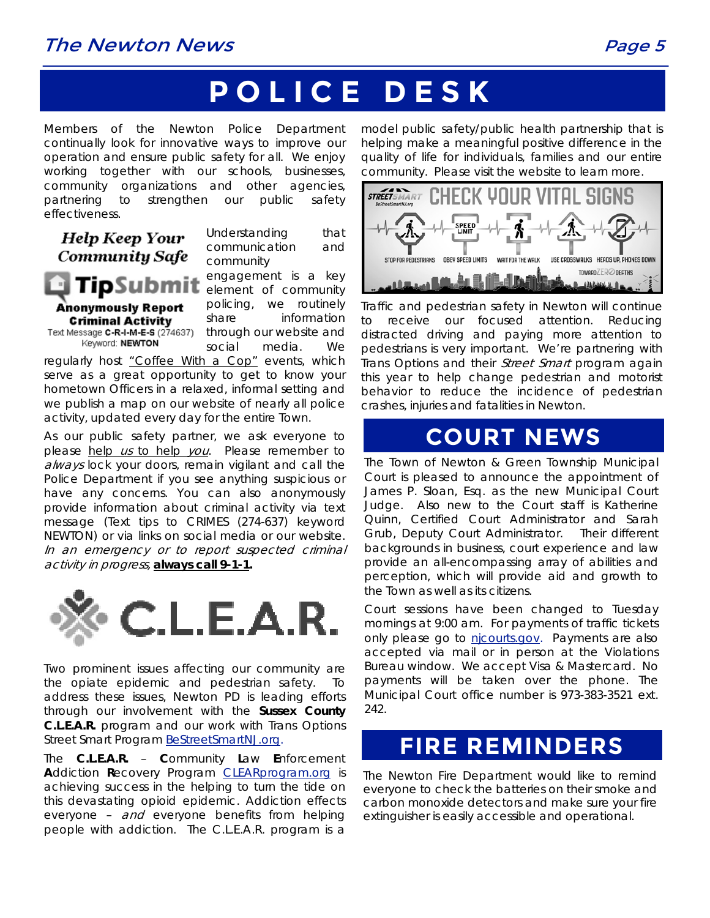# POLICE DESK

Members of the Newton Police Department continually look for innovative ways to improve our operation and ensure public safety for all. We enjoy working together with our schools, businesses, community organizations and other agencies, partnering to strengthen our public safety effectiveness.

**Help Keep Your Community Safe**

**TipSubmit**

**Anonymously Report Criminal Activity**

Text Message **C-R-I-M-E-S** (274637) Keyword: **NEWTON**

Understanding that communication and community engagement is a key element of community policing, we routinely share information through our website and social media. We regularly host "Coffee With a Cop" events, which serve as a great opportunity to get to know your hometown Officers in a relaxed, informal setting and we publish a map on our website of nearly all police activity, updated every day for the entire Town.

As our public safety partner, we ask everyone to please help *us* to help *you*. Please remember to *always* lock your doors, remain vigilant and call the Police Department if you see anything suspicious or have any concerns. You can also anonymously provide information about criminal activity via text message (Text tips to CRIMES (274-637) keyword NEWTON) or via links on social media or our website. *In an emergency or to report suspected criminal activity in progress,* **always call 9-1-1.**

**C.L.E.A.R.**

Two prominent issues affecting our community are the opiate epidemic and pedestrian safety. To address these issues, Newton PD is leading efforts through our involvement with the **Sussex County C.L.E.A.R.** program and our work with Trans Options Street Smart Program BeStreetSmartNJ.org.

The **C.L.E.A.R.** – **C**ommunity **L**aw **E**nforcement **A**ddiction **R**ecovery Program CLEARprogram.org is achieving success in the helping to turn the tide on this devastating opioid epidemic. Addiction effects everyone – *and* everyone benefits from helping people with addiction. The C.L.E.A.R. program is a model public safety/public health partnership that is helping make a meaningful positive difference in the quality of life for individuals, families and our entire community. Please visit the website to learn more.

**STREETSMART** BeStreetSmartNJ.org — **CHECK YOUR VITAL SIGNS**

STOP FOR PEDESTRIANS | OBEY SPEED LIMITS | WAIT FOR THE WALK | USE CROSSWALKS | HEADS UP, PHONES DOWN

TOWARD ZERO DEATHS

Traffic and pedestrian safety in Newton will continue to receive our focused attention. Reducing distracted driving and paying more attention to pedestrians is very important. We're partnering with Trans Options and their *Street Smart* program again this year to help change pedestrian and motorist behavior to reduce the incidence of pedestrian crashes, injuries and fatalities in Newton.

# COURT NEWS

The Town of Newton & Green Township Municipal Court is pleased to announce the appointment of James P. Sloan, Esq. as the new Municipal Court Judge. Also new to the Court staff is Katherine Quinn, Certified Court Administrator and Sarah Grub, Deputy Court Administrator. Their different backgrounds in business, court experience and law provide an all-encompassing array of abilities and perception, which will provide aid and growth to the Town as well as its citizens.

Court sessions have been changed to Tuesday mornings at 9:00 am. For payments of traffic tickets only please go to njcourts.gov. Payments are also accepted via mail or in person at the Violations Bureau window. We accept Visa & Mastercard. No payments will be taken over the phone. The Municipal Court office number is 973-383-3521 ext. 242.

# FIRE REMINDERS

The Newton Fire Department would like to remind everyone to check the batteries on their smoke and carbon monoxide detectors and make sure your fire extinguisher is easily accessible and operational.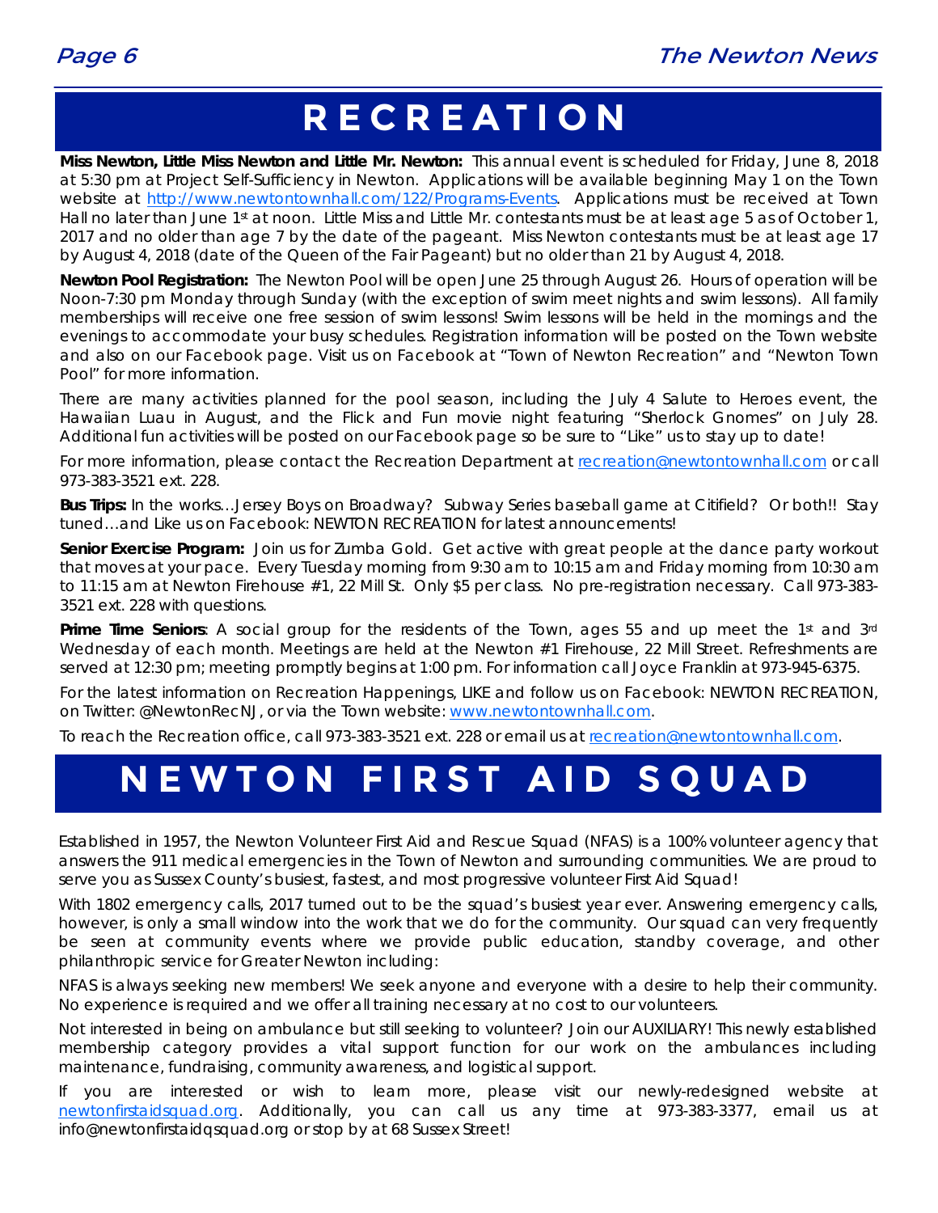# RECREATION

**Miss Newton, Little Miss Newton and Little Mr. Newton:** This annual event is scheduled for Friday, June 8, 2018 at 5:30 pm at Project Self-Sufficiency in Newton. Applications will be available beginning May 1 on the Town website at http://www.newtontownhall.com/122/Programs-Events. Applications must be received at Town Hall no later than June 1st at noon. Little Miss and Little Mr. contestants must be at least age 5 as of October 1, 2017 and no older than age 7 by the date of the pageant. Miss Newton contestants must be at least age 17 by August 4, 2018 (date of the Queen of the Fair Pageant) but no older than 21 by August 4, 2018.

**Newton Pool Registration:** The Newton Pool will be open June 25 through August 26. Hours of operation will be Noon-7:30 pm Monday through Sunday (with the exception of swim meet nights and swim lessons). All family memberships will receive one free session of swim lessons! Swim lessons will be held in the mornings and the evenings to accommodate your busy schedules. Registration information will be posted on the Town website and also on our Facebook page. Visit us on Facebook at "Town of Newton Recreation" and "Newton Town Pool" for more information.

There are many activities planned for the pool season, including the July 4 Salute to Heroes event, the Hawaiian Luau in August, and the Flick and Fun movie night featuring "Sherlock Gnomes" on July 28. Additional fun activities will be posted on our Facebook page so be sure to "Like" us to stay up to date!

For more information, please contact the Recreation Department at recreation@newtontownhall.com or call 973-383-3521 ext. 228.

**Bus Trips:** In the works…Jersey Boys on Broadway? Subway Series baseball game at Citifield? Or both!! Stay tuned…and Like us on Facebook: NEWTON RECREATION for latest announcements!

**Senior Exercise Program:** Join us for Zumba Gold. Get active with great people at the dance party workout that moves at your pace. Every Tuesday morning from 9:30 am to 10:15 am and Friday morning from 10:30 am to 11:15 am at Newton Firehouse #1, 22 Mill St. Only $5 per class. No pre-registration necessary. Call 973-383-3521 ext. 228 with questions.

**Prime Time Seniors**: A social group for the residents of the Town, ages 55 and up meet the 1st and 3rd Wednesday of each month. Meetings are held at the Newton #1 Firehouse, 22 Mill Street. Refreshments are served at 12:30 pm; meeting promptly begins at 1:00 pm. For information call Joyce Franklin at 973-945-6375.

For the latest information on Recreation Happenings, LIKE and follow us on Facebook: NEWTON RECREATION, on Twitter: @NewtonRecNJ, or via the Town website: www.newtontownhall.com.

To reach the Recreation office, call 973-383-3521 ext. 228 or email us at recreation@newtontownhall.com.

# NEWTON FIRST AID SQUAD

Established in 1957, the Newton Volunteer First Aid and Rescue Squad (NFAS) is a 100% volunteer agency that answers the 911 medical emergencies in the Town of Newton and surrounding communities. We are proud to serve you as Sussex County's busiest, fastest, and most progressive volunteer First Aid Squad!

With 1802 emergency calls, 2017 turned out to be the squad's busiest year ever. Answering emergency calls, however, is only a small window into the work that we do for the community. Our squad can very frequently be seen at community events where we provide public education, standby coverage, and other philanthropic service for Greater Newton including:

NFAS is always seeking new members! We seek anyone and everyone with a desire to help their community. No experience is required and we offer all training necessary at no cost to our volunteers.

Not interested in being on ambulance but still seeking to volunteer? Join our AUXILIARY! This newly established membership category provides a vital support function for our work on the ambulances including maintenance, fundraising, community awareness, and logistical support.

If you are interested or wish to learn more, please visit our newly-redesigned website at newtonfirstaidsquad.org. Additionally, you can call us any time at 973-383-3377, email us at info@newtonfirstaidqsquad.org or stop by at 68 Sussex Street!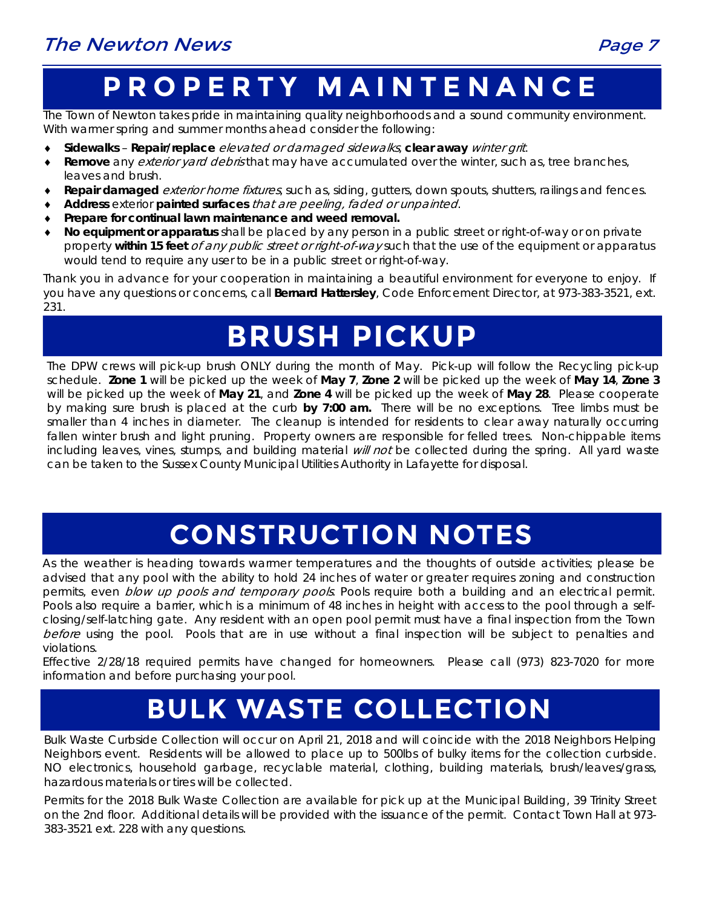# PROPERTY MAINTENANCE

The Town of Newton takes pride in maintaining quality neighborhoods and a sound community environment. With warmer spring and summer months ahead consider the following:

- **Sidewalks** – **Repair/replace** *elevated or damaged sidewalks*, **clear away** *winter grit*.
- **Remove** any *exterior yard debris* that may have accumulated over the winter, such as, tree branches, leaves and brush.
- **Repair damaged** *exterior home fixtures*, such as, siding, gutters, down spouts, shutters, railings and fences.
- **Address** exterior **painted surfaces** *that are peeling, faded or unpainted*.
- **Prepare for continual lawn maintenance and weed removal.**
- **No equipment or apparatus** shall be placed by any person in a public street or right-of-way or on private property **within 15 feet** *of any public street or right-of-way* such that the use of the equipment or apparatus would tend to require any user to be in a public street or right-of-way.

Thank you in advance for your cooperation in maintaining a beautiful environment for everyone to enjoy. If you have any questions or concerns, call **Bernard Hattersley**, Code Enforcement Director, at 973-383-3521, ext. 231.

# BRUSH PICKUP

The DPW crews will pick-up brush ONLY during the month of May. Pick-up will follow the Recycling pick-up schedule. **Zone 1** will be picked up the week of **May 7**, **Zone 2** will be picked up the week of **May 14**, **Zone 3** will be picked up the week of **May 21**, and **Zone 4** will be picked up the week of **May 28**. Please cooperate by making sure brush is placed at the curb **by 7:00 am.** There will be no exceptions. Tree limbs must be smaller than 4 inches in diameter. The cleanup is intended for residents to clear away naturally occurring fallen winter brush and light pruning. Property owners are responsible for felled trees. Non-chippable items including leaves, vines, stumps, and building material *will not* be collected during the spring. All yard waste can be taken to the Sussex County Municipal Utilities Authority in Lafayette for disposal.

# CONSTRUCTION NOTES

As the weather is heading towards warmer temperatures and the thoughts of outside activities; please be advised that any pool with the ability to hold 24 inches of water or greater requires zoning and construction permits, even *blow up pools and temporary pools*. Pools require both a building and an electrical permit. Pools also require a barrier, which is a minimum of 48 inches in height with access to the pool through a self-closing/self-latching gate. Any resident with an open pool permit must have a final inspection from the Town *before* using the pool. Pools that are in use without a final inspection will be subject to penalties and violations.

Effective 2/28/18 required permits have changed for homeowners. Please call (973) 823-7020 for more information and before purchasing your pool.

# BULK WASTE COLLECTION

Bulk Waste Curbside Collection will occur on April 21, 2018 and will coincide with the 2018 Neighbors Helping Neighbors event. Residents will be allowed to place up to 500lbs of bulky items for the collection curbside. NO electronics, household garbage, recyclable material, clothing, building materials, brush/leaves/grass, hazardous materials or tires will be collected.

Permits for the 2018 Bulk Waste Collection are available for pick up at the Municipal Building, 39 Trinity Street on the 2nd floor. Additional details will be provided with the issuance of the permit. Contact Town Hall at 973-383-3521 ext. 228 with any questions.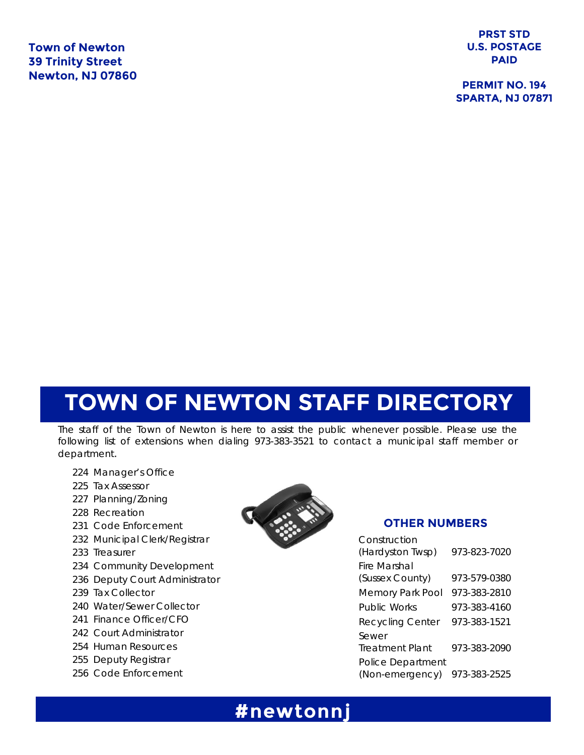**Town of Newton**
**39 Trinity Street**
**Newton, NJ 07860**

**PRST STD**
**U.S. POSTAGE**
**PAID**

**PERMIT NO. 194**
**SPARTA, NJ 07871**

# TOWN OF NEWTON STAFF DIRECTORY

The staff of the Town of Newton is here to assist the public whenever possible. Please use the following list of extensions when dialing 973-383-3521 to contact a municipal staff member or department.

- 224 Manager's Office
- 225 Tax Assessor
- 227 Planning/Zoning
- 228 Recreation
- 231 Code Enforcement
- 232 Municipal Clerk/Registrar
- 233 Treasurer
- 234 Community Development
- 236 Deputy Court Administrator
- 239 Tax Collector
- 240 Water/Sewer Collector
- 241 Finance Officer/CFO
- 242 Court Administrator
- 254 Human Resources
- 255 Deputy Registrar
- 256 Code Enforcement

## OTHER NUMBERS

| | |
|---|---|
| Construction (Hardyston Twsp) | 973-823-7020 |
| Fire Marshal (Sussex County) | 973-579-0380 |
| Memory Park Pool | 973-383-2810 |
| Public Works | 973-383-4160 |
| Recycling Center | 973-383-1521 |
| Sewer Treatment Plant | 973-383-2090 |
| Police Department (Non-emergency) | 973-383-2525 |

**#newtonnj**